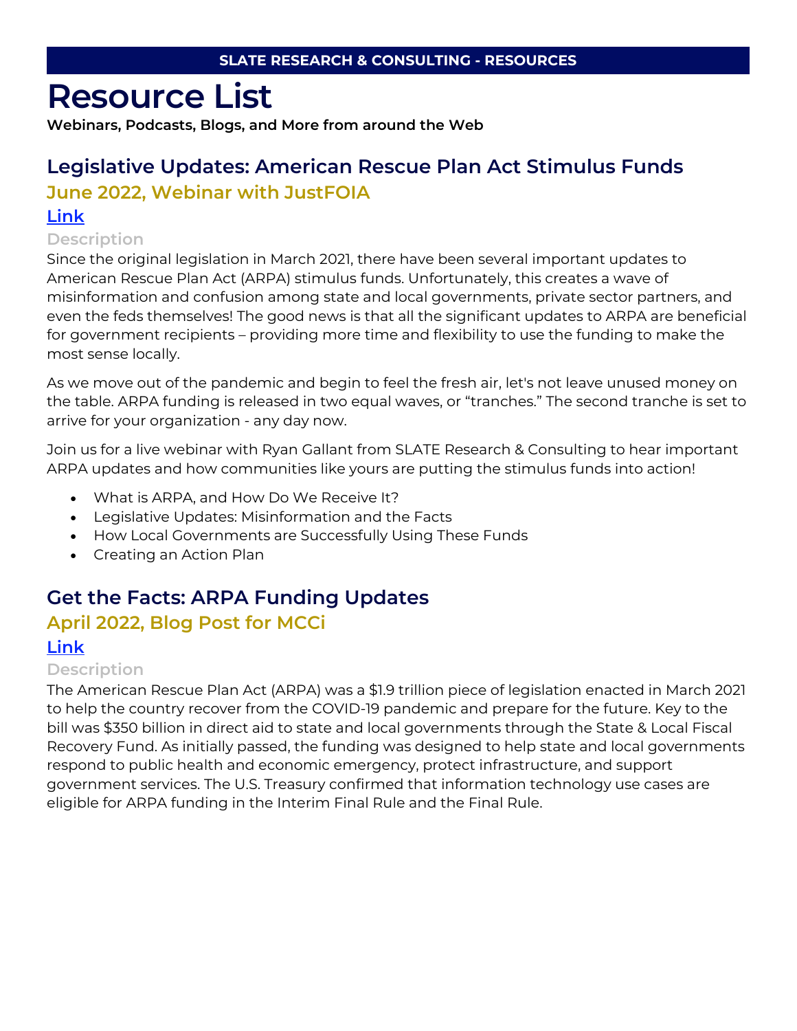**SLATE RESEARCH & CONSULTING - RESOURCES**

# Resource List

**Webinars, Podcasts, Blogs, and More from around the Web**

## Legislative Updates: American Rescue Plan Act Stimulus Funds

### June 2022, Webinar with JustFOIA

Link

#### Description

Since the original legislation in March 2021, there have been several important updates to American Rescue Plan Act (ARPA) stimulus funds. Unfortunately, this creates a wave of misinformation and confusion among state and local governments, private sector partners, and even the feds themselves! The good news is that all the significant updates to ARPA are beneficial for government recipients – providing more time and flexibility to use the funding to make the most sense locally.

As we move out of the pandemic and begin to feel the fresh air, let's not leave unused money on the table. ARPA funding is released in two equal waves, or "tranches." The second tranche is set to arrive for your organization - any day now.

Join us for a live webinar with Ryan Gallant from SLATE Research & Consulting to hear important ARPA updates and how communities like yours are putting the stimulus funds into action!

- What is ARPA, and How Do We Receive It?
- Legislative Updates: Misinformation and the Facts
- How Local Governments are Successfully Using These Funds
- Creating an Action Plan

## Get the Facts: ARPA Funding Updates

### April 2022, Blog Post for MCCi

Link

#### Description

The American Rescue Plan Act (ARPA) was a $1.9 trillion piece of legislation enacted in March 2021 to help the country recover from the COVID-19 pandemic and prepare for the future. Key to the bill was $350 billion in direct aid to state and local governments through the State & Local Fiscal Recovery Fund. As initially passed, the funding was designed to help state and local governments respond to public health and economic emergency, protect infrastructure, and support government services. The U.S. Treasury confirmed that information technology use cases are eligible for ARPA funding in the Interim Final Rule and the Final Rule.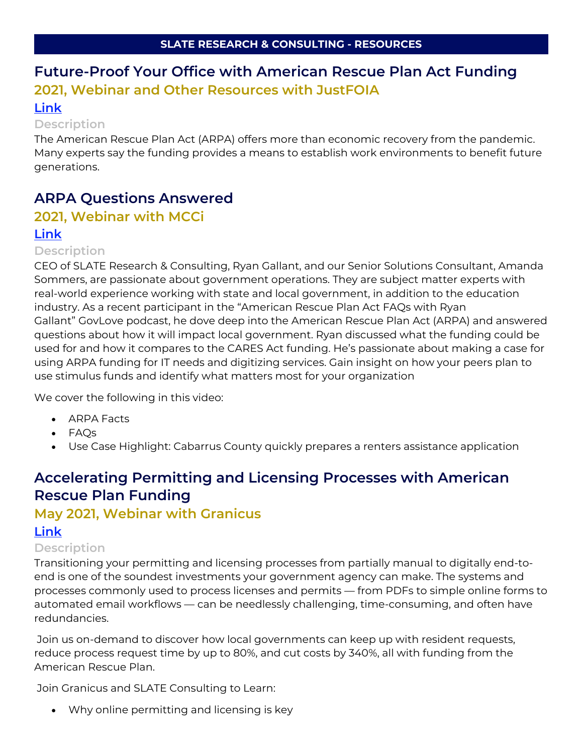**SLATE RESEARCH & CONSULTING - RESOURCES**

## Future-Proof Your Office with American Rescue Plan Act Funding

### 2021, Webinar and Other Resources with JustFOIA

[Link]

#### Description

The American Rescue Plan Act (ARPA) offers more than economic recovery from the pandemic. Many experts say the funding provides a means to establish work environments to benefit future generations.

## ARPA Questions Answered

### 2021, Webinar with MCCi

[Link]

#### Description

CEO of SLATE Research & Consulting, Ryan Gallant, and our Senior Solutions Consultant, Amanda Sommers, are passionate about government operations. They are subject matter experts with real-world experience working with state and local government, in addition to the education industry. As a recent participant in the "American Rescue Plan Act FAQs with Ryan Gallant" GovLove podcast, he dove deep into the American Rescue Plan Act (ARPA) and answered questions about how it will impact local government. Ryan discussed what the funding could be used for and how it compares to the CARES Act funding. He's passionate about making a case for using ARPA funding for IT needs and digitizing services. Gain insight on how your peers plan to use stimulus funds and identify what matters most for your organization

We cover the following in this video:

- ARPA Facts
- FAQs
- Use Case Highlight: Cabarrus County quickly prepares a renters assistance application

## Accelerating Permitting and Licensing Processes with American Rescue Plan Funding

### May 2021, Webinar with Granicus

[Link]

#### Description

Transitioning your permitting and licensing processes from partially manual to digitally end-to-end is one of the soundest investments your government agency can make. The systems and processes commonly used to process licenses and permits — from PDFs to simple online forms to automated email workflows — can be needlessly challenging, time-consuming, and often have redundancies.

Join us on-demand to discover how local governments can keep up with resident requests, reduce process request time by up to 80%, and cut costs by 340%, all with funding from the American Rescue Plan.

Join Granicus and SLATE Consulting to Learn:

- Why online permitting and licensing is key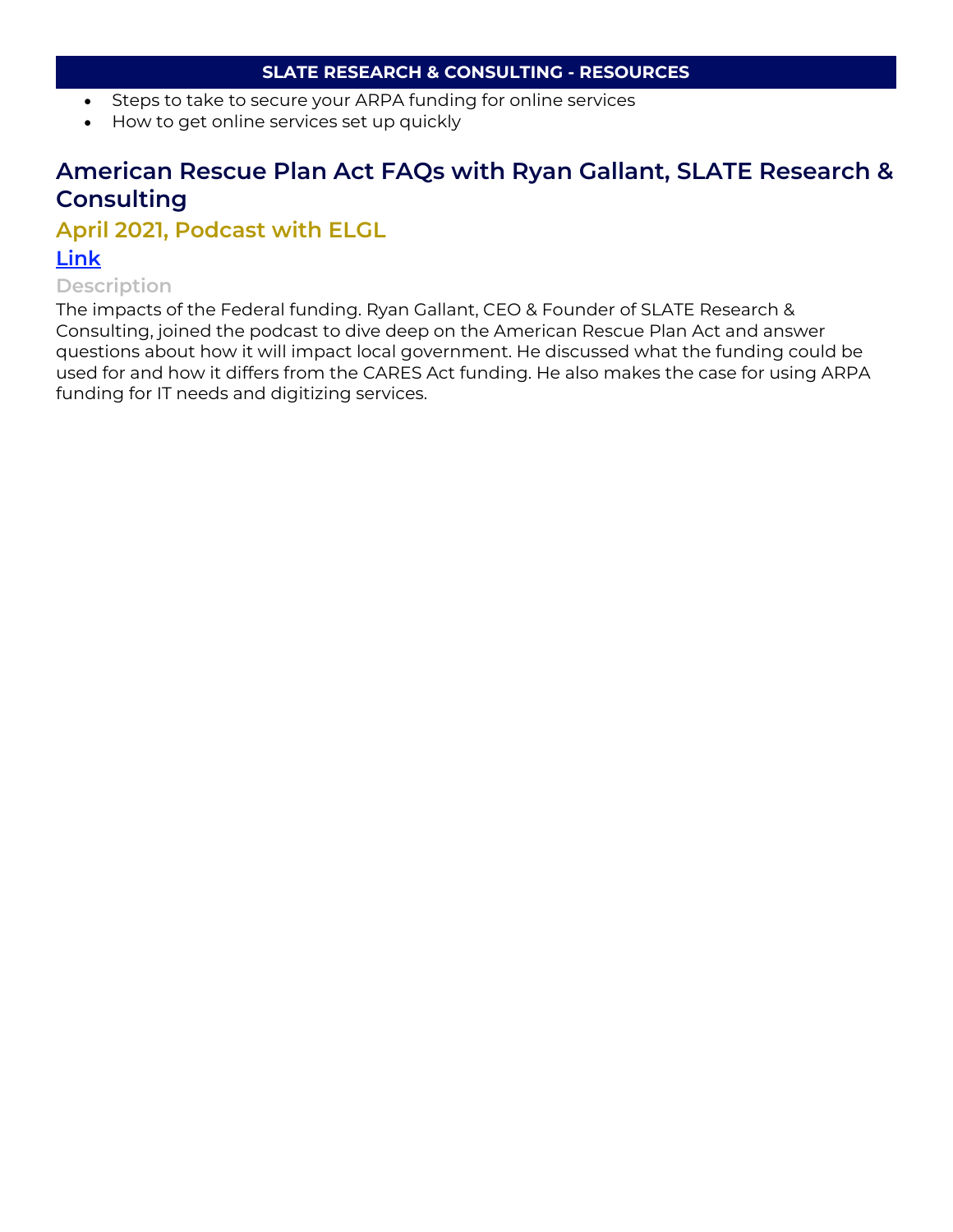- Steps to take to secure your ARPA funding for online services
- How to get online services set up quickly

## American Rescue Plan Act FAQs with Ryan Gallant, SLATE Research & Consulting

### April 2021, Podcast with ELGL

### Link

#### Description

The impacts of the Federal funding. Ryan Gallant, CEO & Founder of SLATE Research & Consulting, joined the podcast to dive deep on the American Rescue Plan Act and answer questions about how it will impact local government. He discussed what the funding could be used for and how it differs from the CARES Act funding. He also makes the case for using ARPA funding for IT needs and digitizing services.